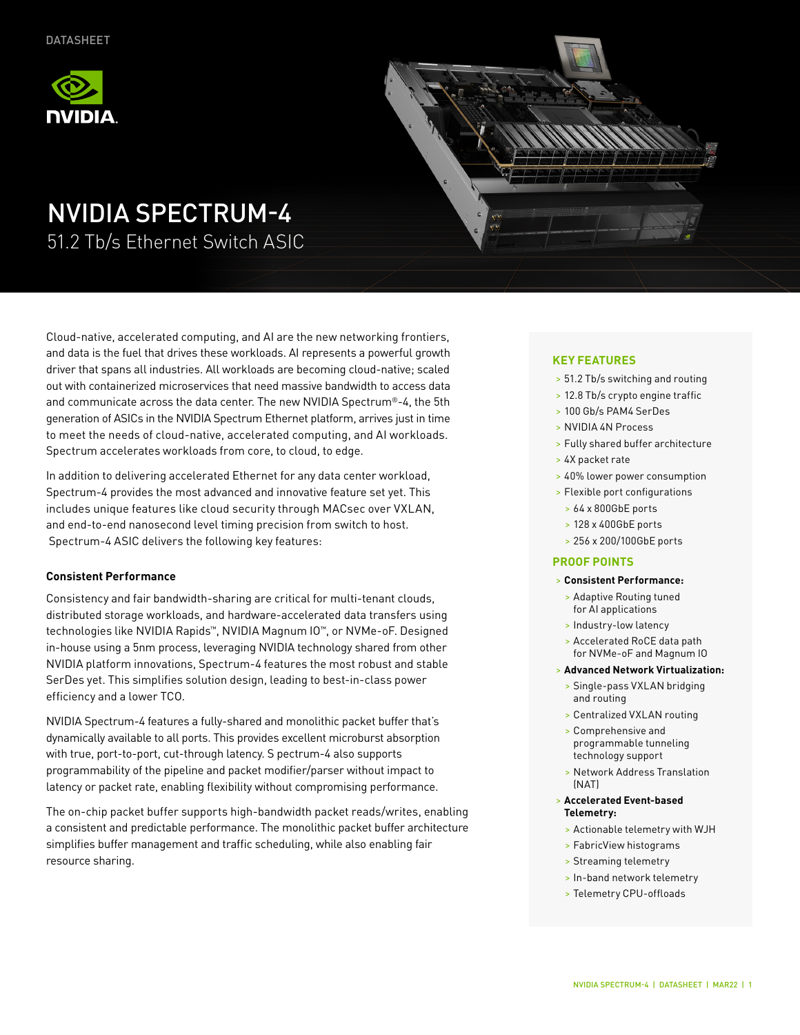DATASHEET

# NVIDIA SPECTRUM-4

## 51.2 Tb/s Ethernet Switch ASIC

Cloud-native, accelerated computing, and AI are the new networking frontiers, and data is the fuel that drives these workloads. AI represents a powerful growth driver that spans all industries. All workloads are becoming cloud-native; scaled out with containerized microservices that need massive bandwidth to access data and communicate across the data center. The new NVIDIA Spectrum®-4, the 5th generation of ASICs in the NVIDIA Spectrum Ethernet platform, arrives just in time to meet the needs of cloud-native, accelerated computing, and AI workloads. Spectrum accelerates workloads from core, to cloud, to edge.

In addition to delivering accelerated Ethernet for any data center workload, Spectrum-4 provides the most advanced and innovative feature set yet. This includes unique features like cloud security through MACsec over VXLAN, and end-to-end nanosecond level timing precision from switch to host. Spectrum-4 ASIC delivers the following key features:

### Consistent Performance

Consistency and fair bandwidth-sharing are critical for multi-tenant clouds, distributed storage workloads, and hardware-accelerated data transfers using technologies like NVIDIA Rapids™, NVIDIA Magnum IO™, or NVMe-oF. Designed in-house using a 5nm process, leveraging NVIDIA technology shared from other NVIDIA platform innovations, Spectrum-4 features the most robust and stable SerDes yet. This simplifies solution design, leading to best-in-class power efficiency and a lower TCO.

NVIDIA Spectrum-4 features a fully-shared and monolithic packet buffer that's dynamically available to all ports. This provides excellent microburst absorption with true, port-to-port, cut-through latency. S pectrum-4 also supports programmability of the pipeline and packet modifier/parser without impact to latency or packet rate, enabling flexibility without compromising performance.

The on-chip packet buffer supports high-bandwidth packet reads/writes, enabling a consistent and predictable performance. The monolithic packet buffer architecture simplifies buffer management and traffic scheduling, while also enabling fair resource sharing.

### KEY FEATURES

- 51.2 Tb/s switching and routing
- 12.8 Tb/s crypto engine traffic
- 100 Gb/s PAM4 SerDes
- NVIDIA 4N Process
- Fully shared buffer architecture
- 4X packet rate
- 40% lower power consumption
- Flexible port configurations
  - 64 x 800GbE ports
  - 128 x 400GbE ports
  - 256 x 200/100GbE ports

### PROOF POINTS

- **Consistent Performance:**
  - Adaptive Routing tuned for AI applications
  - Industry-low latency
  - Accelerated RoCE data path for NVMe-oF and Magnum IO
- **Advanced Network Virtualization:**
  - Single-pass VXLAN bridging and routing
  - Centralized VXLAN routing
  - Comprehensive and programmable tunneling technology support
  - Network Address Translation (NAT)
- **Accelerated Event-based Telemetry:**
  - Actionable telemetry with WJH
  - FabricView histograms
  - Streaming telemetry
  - In-band network telemetry
  - Telemetry CPU-offloads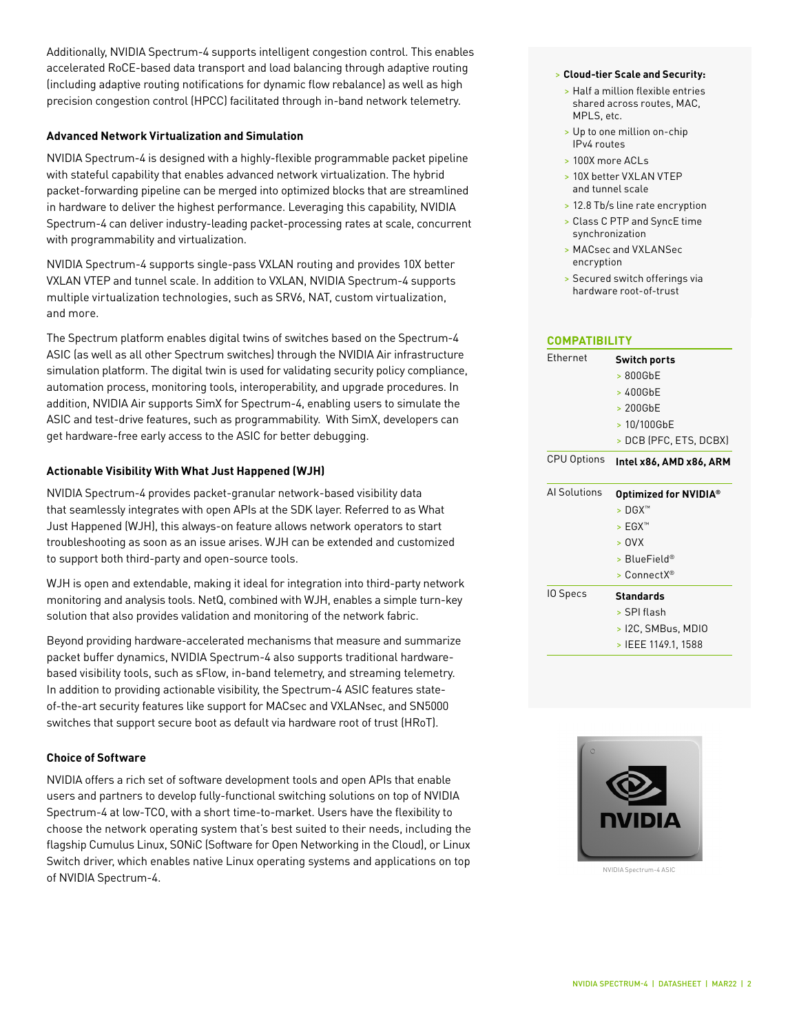Additionally, NVIDIA Spectrum-4 supports intelligent congestion control. This enables accelerated RoCE-based data transport and load balancing through adaptive routing (including adaptive routing notifications for dynamic flow rebalance) as well as high precision congestion control (HPCC) facilitated through in-band network telemetry.

### Advanced Network Virtualization and Simulation

NVIDIA Spectrum-4 is designed with a highly-flexible programmable packet pipeline with stateful capability that enables advanced network virtualization. The hybrid packet-forwarding pipeline can be merged into optimized blocks that are streamlined in hardware to deliver the highest performance. Leveraging this capability, NVIDIA Spectrum-4 can deliver industry-leading packet-processing rates at scale, concurrent with programmability and virtualization.

NVIDIA Spectrum-4 supports single-pass VXLAN routing and provides 10X better VXLAN VTEP and tunnel scale. In addition to VXLAN, NVIDIA Spectrum-4 supports multiple virtualization technologies, such as SRV6, NAT, custom virtualization, and more.

The Spectrum platform enables digital twins of switches based on the Spectrum-4 ASIC (as well as all other Spectrum switches) through the NVIDIA Air infrastructure simulation platform. The digital twin is used for validating security policy compliance, automation process, monitoring tools, interoperability, and upgrade procedures. In addition, NVIDIA Air supports SimX for Spectrum-4, enabling users to simulate the ASIC and test-drive features, such as programmability. With SimX, developers can get hardware-free early access to the ASIC for better debugging.

### Actionable Visibility With What Just Happened (WJH)

NVIDIA Spectrum-4 provides packet-granular network-based visibility data that seamlessly integrates with open APIs at the SDK layer. Referred to as What Just Happened (WJH), this always-on feature allows network operators to start troubleshooting as soon as an issue arises. WJH can be extended and customized to support both third-party and open-source tools.

WJH is open and extendable, making it ideal for integration into third-party network monitoring and analysis tools. NetQ, combined with WJH, enables a simple turn-key solution that also provides validation and monitoring of the network fabric.

Beyond providing hardware-accelerated mechanisms that measure and summarize packet buffer dynamics, NVIDIA Spectrum-4 also supports traditional hardware-based visibility tools, such as sFlow, in-band telemetry, and streaming telemetry. In addition to providing actionable visibility, the Spectrum-4 ASIC features state-of-the-art security features like support for MACsec and VXLANsec, and SN5000 switches that support secure boot as default via hardware root of trust (HRoT).

### Choice of Software

NVIDIA offers a rich set of software development tools and open APIs that enable users and partners to develop fully-functional switching solutions on top of NVIDIA Spectrum-4 at low-TCO, with a short time-to-market. Users have the flexibility to choose the network operating system that's best suited to their needs, including the flagship Cumulus Linux, SONiC (Software for Open Networking in the Cloud), or Linux Switch driver, which enables native Linux operating systems and applications on top of NVIDIA Spectrum-4.

- **Cloud-tier Scale and Security:**
  - Half a million flexible entries shared across routes, MAC, MPLS, etc.
  - Up to one million on-chip IPv4 routes
  - 100X more ACLs
  - 10X better VXLAN VTEP and tunnel scale
  - 12.8 Tb/s line rate encryption
  - Class C PTP and SyncE time synchronization
  - MACsec and VXLANSec encryption
  - Secured switch offerings via hardware root-of-trust

## COMPATIBILITY

| | |
|---|---|
| Ethernet | **Switch ports**<br>> 800GbE<br>> 400GbE<br>> 200GbE<br>> 10/100GbE<br>> DCB (PFC, ETS, DCBX) |
| CPU Options | **Intel x86, AMD x86, ARM** |
| AI Solutions | **Optimized for NVIDIA®**<br>> DGX™<br>> EGX™<br>> OVX<br>> BlueField®<br>> ConnectX® |
| IO Specs | **Standards**<br>> SPI flash<br>> I2C, SMBus, MDIO<br>> IEEE 1149.1, 1588 |

NVIDIA Spectrum-4 ASIC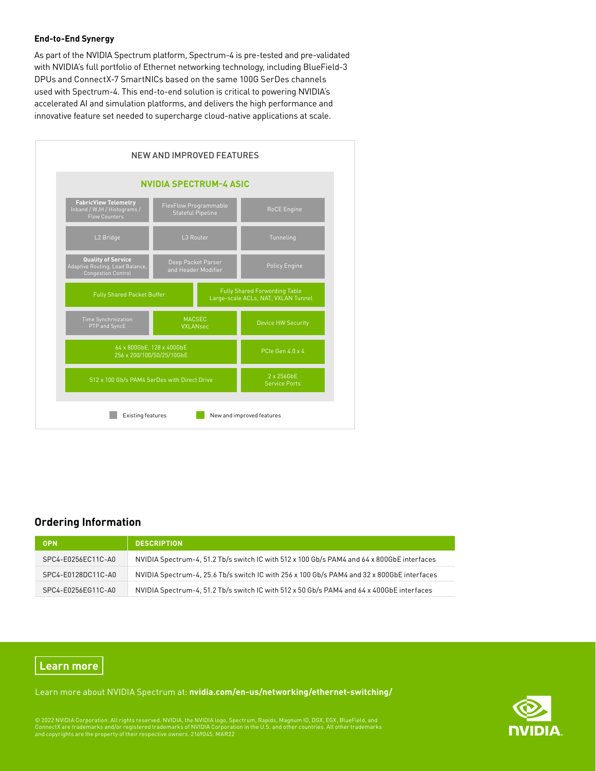**End-to-End Synergy**

As part of the NVIDIA Spectrum platform, Spectrum-4 is pre-tested and pre-validated with NVIDIA's full portfolio of Ethernet networking technology, including BlueField-3 DPUs and ConnectX-7 SmartNICs based on the same 100G SerDes channels used with Spectrum-4. This end-to-end solution is critical to powering NVIDIA's accelerated AI and simulation platforms, and delivers the high performance and innovative feature set needed to supercharge cloud-native applications at scale.

NEW AND IMPROVED FEATURES

NVIDIA SPECTRUM-4 ASIC

**FabricView Telemetry** Inband / WJH / Histograms / Flow Counters

FlexFlow Programmable Stateful Pipeline

RoCE Engine

L2 Bridge

L3 Router

Tunneling

**Quality of Service** Adaptive Routing, Load Balance, Congestion Control

Deep Packet Parser and Header Modifier

Policy Engine

Fully Shared Packet Buffer

Fully Shared Forwording Table Large-scale ACLs, NAT, VXLAN Tunnel

Time Synchrnization PTP and SyncE

MACSEC VXLANsec

Device HW Security

64 x 800GbE, 128 x 400GbE 256 x 200/100/50/25/10GbE

PCIe Gen 4.0 x 4

512 x 100 Gb/s PAM4 SerDes with Direct Drive

2 x 256GbE Service Ports

Existing features

New and improved features

## Ordering Information

| OPN | DESCRIPTION |
|---|---|
| SPC4-E0256EC11C-A0 | NVIDIA Spectrum-4, 51.2 Tb/s switch IC with 512 x 100 Gb/s PAM4 and 64 x 800GbE interfaces |
| SPC4-E0128DC11C-A0 | NVIDIA Spectrum-4, 25.6 Tb/s switch IC with 256 x 100 Gb/s PAM4 and 32 x 800GbE interfaces |
| SPC4-E0256EG11C-A0 | NVIDIA Spectrum-4, 51.2 Tb/s switch IC with 512 x 50 Gb/s PAM4 and 64 x 400GbE interfaces |

**Learn more**

Learn more about NVIDIA Spectrum at: **nvidia.com/en-us/networking/ethernet-switching/**

© 2022 NVIDIA Corporation. All rights reserved. NVIDIA, the NVIDIA logo, Spectrum, Rapids, Magnum IO, DGX, EGX, BlueField, and ConnectX are trademarks and/or registered trademarks of NVIDIA Corporation in the U.S. and other countries. All other trademarks and copyrights are the property of their respective owners. 2169045. MAR22